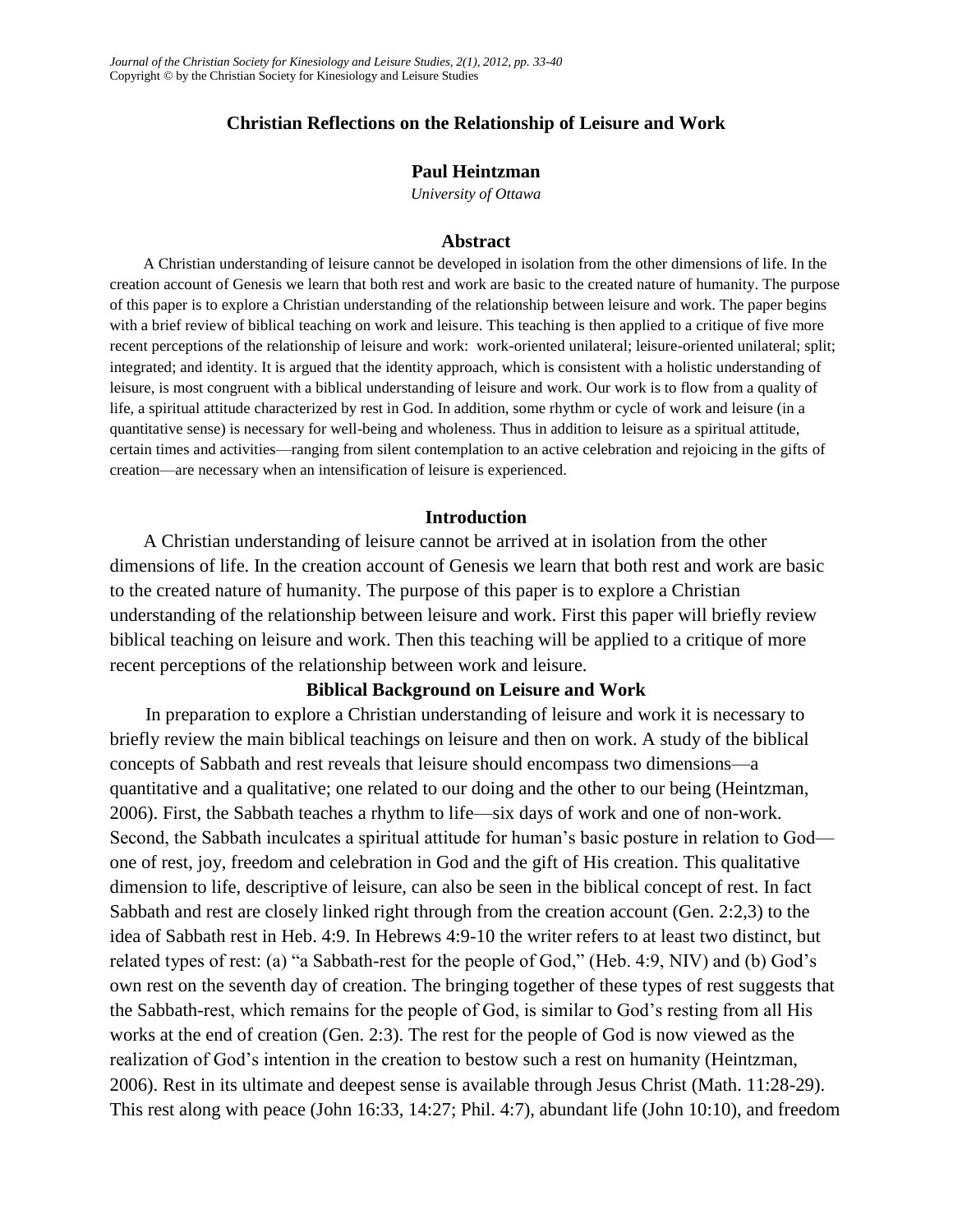# Christian Reflections on the Relationship of Leisure and Work

**Paul Heintzman**

*University of Ottawa*

## Abstract

A Christian understanding of leisure cannot be developed in isolation from the other dimensions of life. In the creation account of Genesis we learn that both rest and work are basic to the created nature of humanity. The purpose of this paper is to explore a Christian understanding of the relationship between leisure and work. The paper begins with a brief review of biblical teaching on work and leisure. This teaching is then applied to a critique of five more recent perceptions of the relationship of leisure and work: work-oriented unilateral; leisure-oriented unilateral; split; integrated; and identity. It is argued that the identity approach, which is consistent with a holistic understanding of leisure, is most congruent with a biblical understanding of leisure and work. Our work is to flow from a quality of life, a spiritual attitude characterized by rest in God. In addition, some rhythm or cycle of work and leisure (in a quantitative sense) is necessary for well-being and wholeness. Thus in addition to leisure as a spiritual attitude, certain times and activities—ranging from silent contemplation to an active celebration and rejoicing in the gifts of creation—are necessary when an intensification of leisure is experienced.

## Introduction

A Christian understanding of leisure cannot be arrived at in isolation from the other dimensions of life. In the creation account of Genesis we learn that both rest and work are basic to the created nature of humanity. The purpose of this paper is to explore a Christian understanding of the relationship between leisure and work. First this paper will briefly review biblical teaching on leisure and work. Then this teaching will be applied to a critique of more recent perceptions of the relationship between work and leisure.

## Biblical Background on Leisure and Work

In preparation to explore a Christian understanding of leisure and work it is necessary to briefly review the main biblical teachings on leisure and then on work. A study of the biblical concepts of Sabbath and rest reveals that leisure should encompass two dimensions—a quantitative and a qualitative; one related to our doing and the other to our being (Heintzman, 2006). First, the Sabbath teaches a rhythm to life—six days of work and one of non-work. Second, the Sabbath inculcates a spiritual attitude for human's basic posture in relation to God—one of rest, joy, freedom and celebration in God and the gift of His creation. This qualitative dimension to life, descriptive of leisure, can also be seen in the biblical concept of rest. In fact Sabbath and rest are closely linked right through from the creation account (Gen. 2:2,3) to the idea of Sabbath rest in Heb. 4:9. In Hebrews 4:9-10 the writer refers to at least two distinct, but related types of rest: (a) "a Sabbath-rest for the people of God," (Heb. 4:9, NIV) and (b) God's own rest on the seventh day of creation. The bringing together of these types of rest suggests that the Sabbath-rest, which remains for the people of God, is similar to God's resting from all His works at the end of creation (Gen. 2:3). The rest for the people of God is now viewed as the realization of God's intention in the creation to bestow such a rest on humanity (Heintzman, 2006). Rest in its ultimate and deepest sense is available through Jesus Christ (Math. 11:28-29). This rest along with peace (John 16:33, 14:27; Phil. 4:7), abundant life (John 10:10), and freedom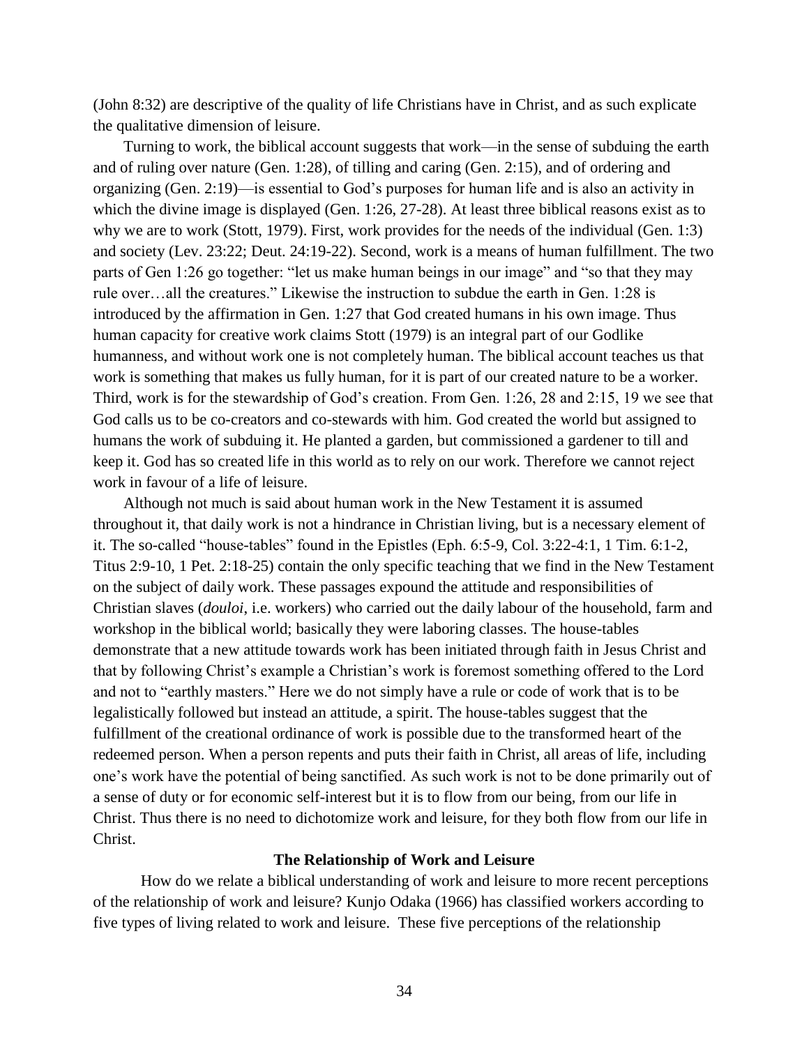(John 8:32) are descriptive of the quality of life Christians have in Christ, and as such explicate the qualitative dimension of leisure.

Turning to work, the biblical account suggests that work—in the sense of subduing the earth and of ruling over nature (Gen. 1:28), of tilling and caring (Gen. 2:15), and of ordering and organizing (Gen. 2:19)—is essential to God's purposes for human life and is also an activity in which the divine image is displayed (Gen. 1:26, 27-28). At least three biblical reasons exist as to why we are to work (Stott, 1979). First, work provides for the needs of the individual (Gen. 1:3) and society (Lev. 23:22; Deut. 24:19-22). Second, work is a means of human fulfillment. The two parts of Gen 1:26 go together: "let us make human beings in our image" and "so that they may rule over…all the creatures." Likewise the instruction to subdue the earth in Gen. 1:28 is introduced by the affirmation in Gen. 1:27 that God created humans in his own image. Thus human capacity for creative work claims Stott (1979) is an integral part of our Godlike humanness, and without work one is not completely human. The biblical account teaches us that work is something that makes us fully human, for it is part of our created nature to be a worker. Third, work is for the stewardship of God's creation. From Gen. 1:26, 28 and 2:15, 19 we see that God calls us to be co-creators and co-stewards with him. God created the world but assigned to humans the work of subduing it. He planted a garden, but commissioned a gardener to till and keep it. God has so created life in this world as to rely on our work. Therefore we cannot reject work in favour of a life of leisure.

Although not much is said about human work in the New Testament it is assumed throughout it, that daily work is not a hindrance in Christian living, but is a necessary element of it. The so-called "house-tables" found in the Epistles (Eph. 6:5-9, Col. 3:22-4:1, 1 Tim. 6:1-2, Titus 2:9-10, 1 Pet. 2:18-25) contain the only specific teaching that we find in the New Testament on the subject of daily work. These passages expound the attitude and responsibilities of Christian slaves (*douloi*, i.e. workers) who carried out the daily labour of the household, farm and workshop in the biblical world; basically they were laboring classes. The house-tables demonstrate that a new attitude towards work has been initiated through faith in Jesus Christ and that by following Christ's example a Christian's work is foremost something offered to the Lord and not to "earthly masters." Here we do not simply have a rule or code of work that is to be legalistically followed but instead an attitude, a spirit. The house-tables suggest that the fulfillment of the creational ordinance of work is possible due to the transformed heart of the redeemed person. When a person repents and puts their faith in Christ, all areas of life, including one's work have the potential of being sanctified. As such work is not to be done primarily out of a sense of duty or for economic self-interest but it is to flow from our being, from our life in Christ. Thus there is no need to dichotomize work and leisure, for they both flow from our life in Christ.

## The Relationship of Work and Leisure

How do we relate a biblical understanding of work and leisure to more recent perceptions of the relationship of work and leisure? Kunjo Odaka (1966) has classified workers according to five types of living related to work and leisure. These five perceptions of the relationship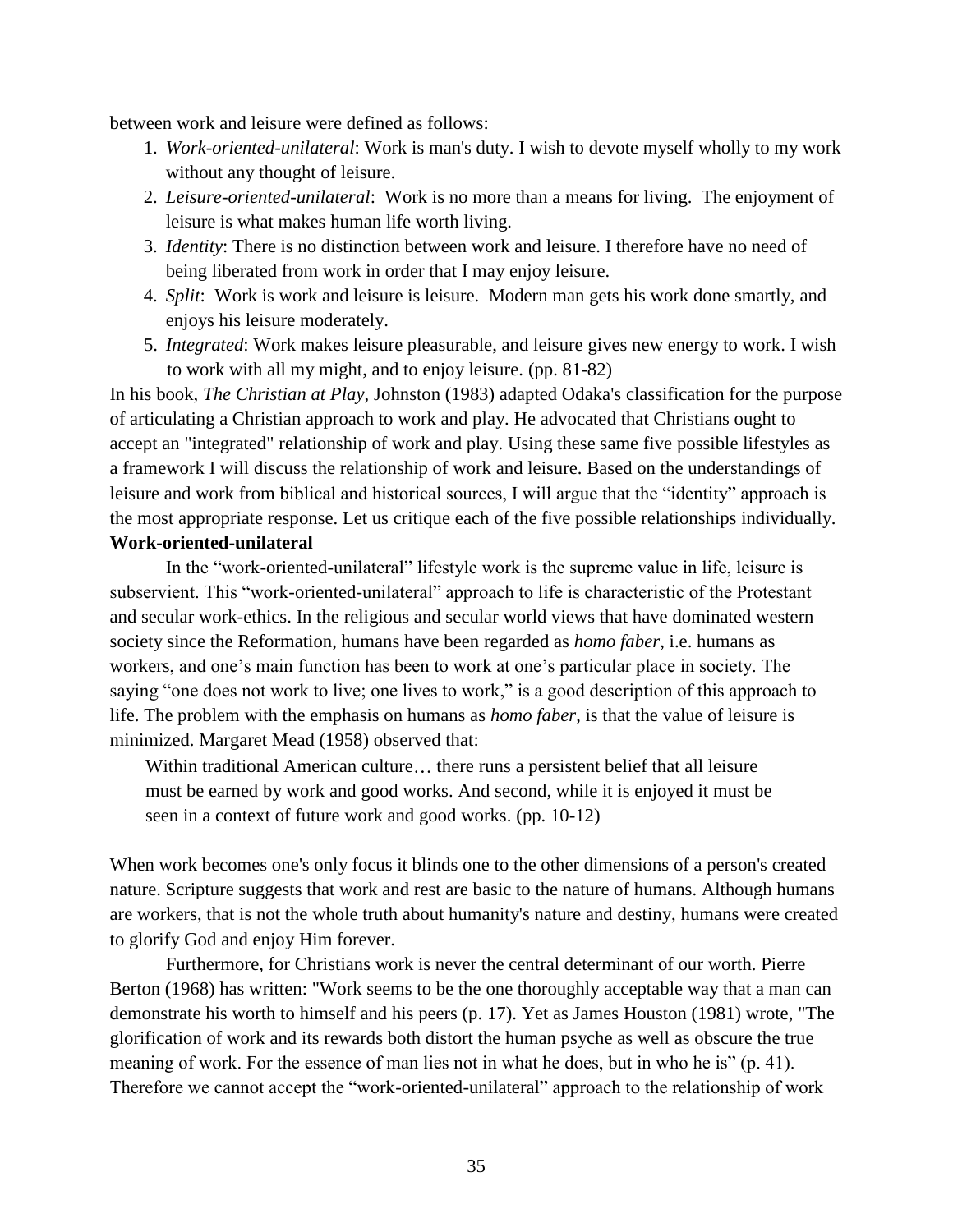between work and leisure were defined as follows:

1. *Work-oriented-unilateral*: Work is man's duty. I wish to devote myself wholly to my work without any thought of leisure.
2. *Leisure-oriented-unilateral*: Work is no more than a means for living. The enjoyment of leisure is what makes human life worth living.
3. *Identity*: There is no distinction between work and leisure. I therefore have no need of being liberated from work in order that I may enjoy leisure.
4. *Split*: Work is work and leisure is leisure. Modern man gets his work done smartly, and enjoys his leisure moderately.
5. *Integrated*: Work makes leisure pleasurable, and leisure gives new energy to work. I wish to work with all my might, and to enjoy leisure. (pp. 81-82)

In his book, *The Christian at Play*, Johnston (1983) adapted Odaka's classification for the purpose of articulating a Christian approach to work and play. He advocated that Christians ought to accept an "integrated" relationship of work and play. Using these same five possible lifestyles as a framework I will discuss the relationship of work and leisure. Based on the understandings of leisure and work from biblical and historical sources, I will argue that the "identity" approach is the most appropriate response. Let us critique each of the five possible relationships individually.

**Work-oriented-unilateral**

In the "work-oriented-unilateral" lifestyle work is the supreme value in life, leisure is subservient. This "work-oriented-unilateral" approach to life is characteristic of the Protestant and secular work-ethics. In the religious and secular world views that have dominated western society since the Reformation, humans have been regarded as *homo faber*, i.e. humans as workers, and one's main function has been to work at one's particular place in society. The saying "one does not work to live; one lives to work," is a good description of this approach to life. The problem with the emphasis on humans as *homo faber*, is that the value of leisure is minimized. Margaret Mead (1958) observed that:

> Within traditional American culture… there runs a persistent belief that all leisure must be earned by work and good works. And second, while it is enjoyed it must be seen in a context of future work and good works. (pp. 10-12)

When work becomes one's only focus it blinds one to the other dimensions of a person's created nature. Scripture suggests that work and rest are basic to the nature of humans. Although humans are workers, that is not the whole truth about humanity's nature and destiny, humans were created to glorify God and enjoy Him forever.

Furthermore, for Christians work is never the central determinant of our worth. Pierre Berton (1968) has written: "Work seems to be the one thoroughly acceptable way that a man can demonstrate his worth to himself and his peers (p. 17). Yet as James Houston (1981) wrote, "The glorification of work and its rewards both distort the human psyche as well as obscure the true meaning of work. For the essence of man lies not in what he does, but in who he is" (p. 41). Therefore we cannot accept the "work-oriented-unilateral" approach to the relationship of work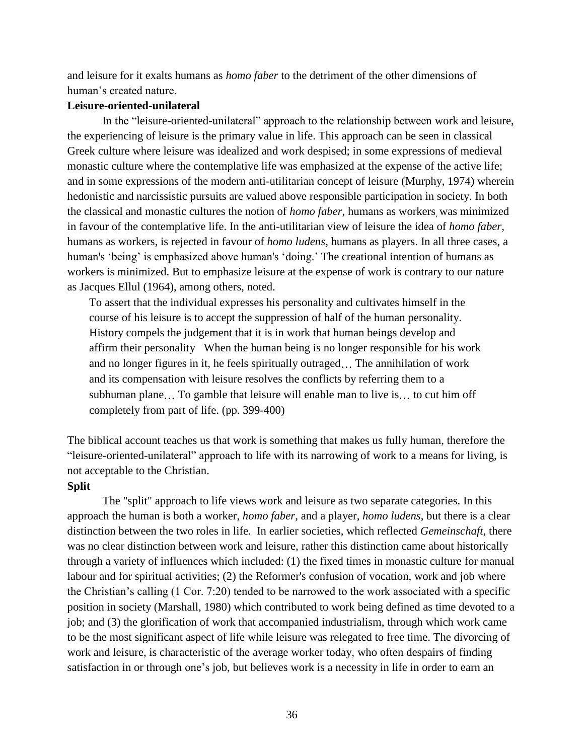and leisure for it exalts humans as *homo faber* to the detriment of the other dimensions of human's created nature.

**Leisure-oriented-unilateral**

In the "leisure-oriented-unilateral" approach to the relationship between work and leisure, the experiencing of leisure is the primary value in life. This approach can be seen in classical Greek culture where leisure was idealized and work despised; in some expressions of medieval monastic culture where the contemplative life was emphasized at the expense of the active life; and in some expressions of the modern anti-utilitarian concept of leisure (Murphy, 1974) wherein hedonistic and narcissistic pursuits are valued above responsible participation in society. In both the classical and monastic cultures the notion of *homo faber*, humans as workers, was minimized in favour of the contemplative life. In the anti-utilitarian view of leisure the idea of *homo faber*, humans as workers, is rejected in favour of *homo ludens*, humans as players. In all three cases, a human's 'being' is emphasized above human's 'doing.' The creational intention of humans as workers is minimized. But to emphasize leisure at the expense of work is contrary to our nature as Jacques Ellul (1964), among others, noted.

> To assert that the individual expresses his personality and cultivates himself in the course of his leisure is to accept the suppression of half of the human personality. History compels the judgement that it is in work that human beings develop and affirm their personality When the human being is no longer responsible for his work and no longer figures in it, he feels spiritually outraged… The annihilation of work and its compensation with leisure resolves the conflicts by referring them to a subhuman plane… To gamble that leisure will enable man to live is… to cut him off completely from part of life. (pp. 399-400)

The biblical account teaches us that work is something that makes us fully human, therefore the "leisure-oriented-unilateral" approach to life with its narrowing of work to a means for living, is not acceptable to the Christian.

**Split**

The "split" approach to life views work and leisure as two separate categories. In this approach the human is both a worker, *homo faber*, and a player, *homo ludens*, but there is a clear distinction between the two roles in life. In earlier societies, which reflected *Gemeinschaft*, there was no clear distinction between work and leisure, rather this distinction came about historically through a variety of influences which included: (1) the fixed times in monastic culture for manual labour and for spiritual activities; (2) the Reformer's confusion of vocation, work and job where the Christian's calling (1 Cor. 7:20) tended to be narrowed to the work associated with a specific position in society (Marshall, 1980) which contributed to work being defined as time devoted to a job; and (3) the glorification of work that accompanied industrialism, through which work came to be the most significant aspect of life while leisure was relegated to free time. The divorcing of work and leisure, is characteristic of the average worker today, who often despairs of finding satisfaction in or through one's job, but believes work is a necessity in life in order to earn an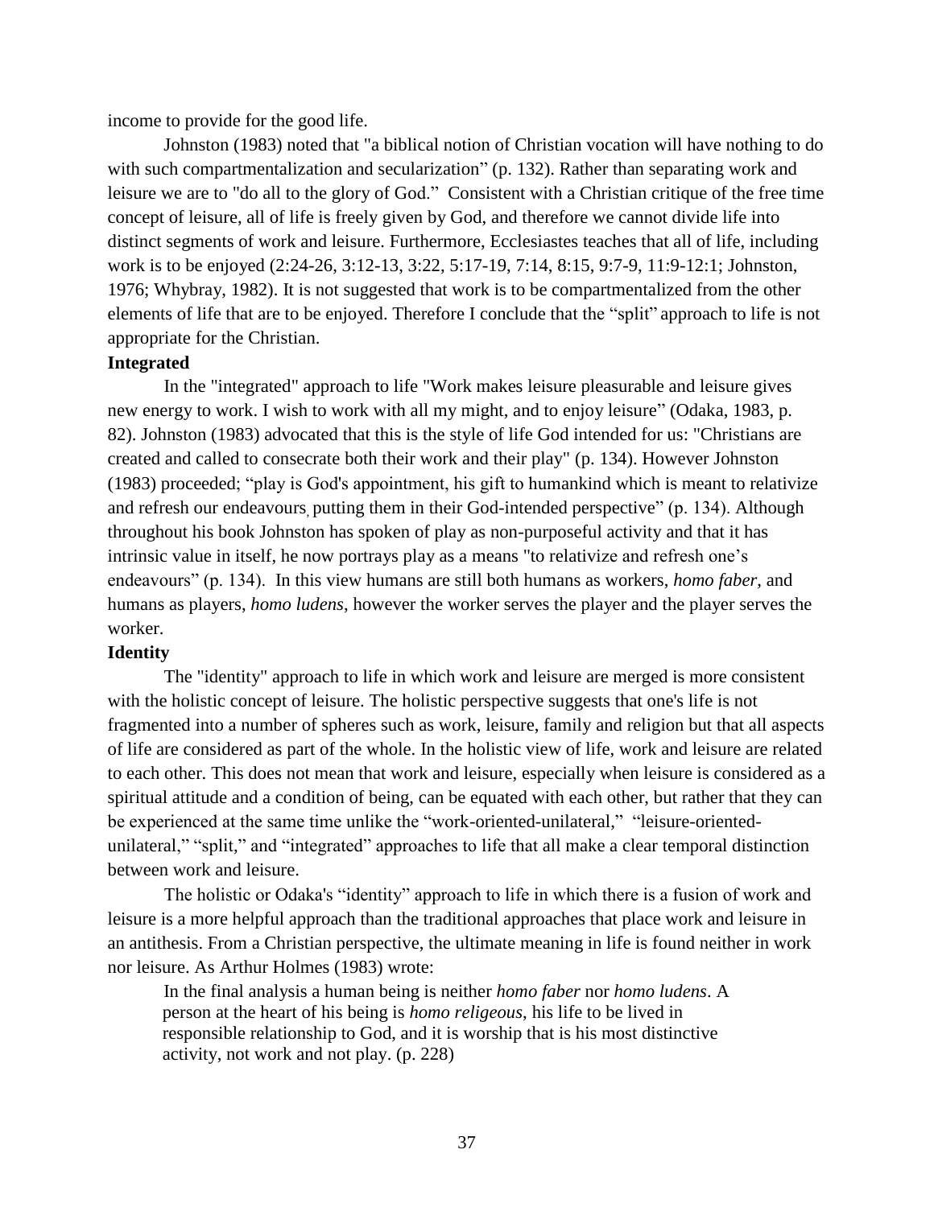income to provide for the good life.

Johnston (1983) noted that "a biblical notion of Christian vocation will have nothing to do with such compartmentalization and secularization" (p. 132). Rather than separating work and leisure we are to "do all to the glory of God." Consistent with a Christian critique of the free time concept of leisure, all of life is freely given by God, and therefore we cannot divide life into distinct segments of work and leisure. Furthermore, Ecclesiastes teaches that all of life, including work is to be enjoyed (2:24-26, 3:12-13, 3:22, 5:17-19, 7:14, 8:15, 9:7-9, 11:9-12:1; Johnston, 1976; Whybray, 1982). It is not suggested that work is to be compartmentalized from the other elements of life that are to be enjoyed. Therefore I conclude that the "split" approach to life is not appropriate for the Christian.

**Integrated**

In the "integrated" approach to life "Work makes leisure pleasurable and leisure gives new energy to work. I wish to work with all my might, and to enjoy leisure" (Odaka, 1983, p. 82). Johnston (1983) advocated that this is the style of life God intended for us: "Christians are created and called to consecrate both their work and their play" (p. 134). However Johnston (1983) proceeded; "play is God's appointment, his gift to humankind which is meant to relativize and refresh our endeavours, putting them in their God-intended perspective" (p. 134). Although throughout his book Johnston has spoken of play as non-purposeful activity and that it has intrinsic value in itself, he now portrays play as a means "to relativize and refresh one's endeavours" (p. 134). In this view humans are still both humans as workers, *homo faber*, and humans as players, *homo ludens*, however the worker serves the player and the player serves the worker.

**Identity**

The "identity" approach to life in which work and leisure are merged is more consistent with the holistic concept of leisure. The holistic perspective suggests that one's life is not fragmented into a number of spheres such as work, leisure, family and religion but that all aspects of life are considered as part of the whole. In the holistic view of life, work and leisure are related to each other. This does not mean that work and leisure, especially when leisure is considered as a spiritual attitude and a condition of being, can be equated with each other, but rather that they can be experienced at the same time unlike the "work-oriented-unilateral," "leisure-oriented-unilateral," "split," and "integrated" approaches to life that all make a clear temporal distinction between work and leisure.

The holistic or Odaka's "identity" approach to life in which there is a fusion of work and leisure is a more helpful approach than the traditional approaches that place work and leisure in an antithesis. From a Christian perspective, the ultimate meaning in life is found neither in work nor leisure. As Arthur Holmes (1983) wrote:

> In the final analysis a human being is neither *homo faber* nor *homo ludens*. A person at the heart of his being is *homo religeous*, his life to be lived in responsible relationship to God, and it is worship that is his most distinctive activity, not work and not play. (p. 228)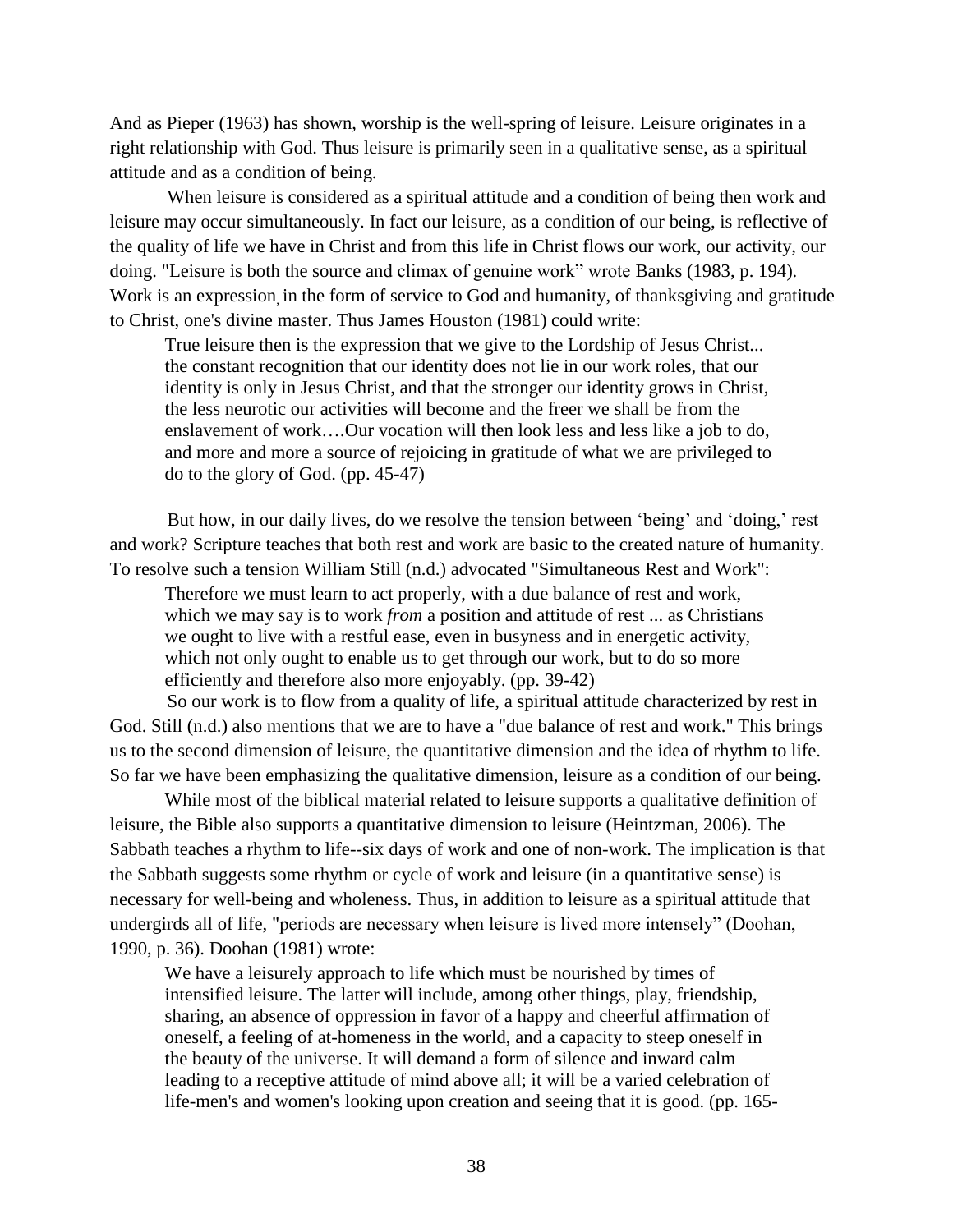And as Pieper (1963) has shown, worship is the well-spring of leisure. Leisure originates in a right relationship with God. Thus leisure is primarily seen in a qualitative sense, as a spiritual attitude and as a condition of being.

When leisure is considered as a spiritual attitude and a condition of being then work and leisure may occur simultaneously. In fact our leisure, as a condition of our being, is reflective of the quality of life we have in Christ and from this life in Christ flows our work, our activity, our doing. "Leisure is both the source and climax of genuine work" wrote Banks (1983, p. 194). Work is an expression, in the form of service to God and humanity, of thanksgiving and gratitude to Christ, one's divine master. Thus James Houston (1981) could write:

> True leisure then is the expression that we give to the Lordship of Jesus Christ... the constant recognition that our identity does not lie in our work roles, that our identity is only in Jesus Christ, and that the stronger our identity grows in Christ, the less neurotic our activities will become and the freer we shall be from the enslavement of work….Our vocation will then look less and less like a job to do, and more and more a source of rejoicing in gratitude of what we are privileged to do to the glory of God. (pp. 45-47)

But how, in our daily lives, do we resolve the tension between 'being' and 'doing,' rest and work? Scripture teaches that both rest and work are basic to the created nature of humanity. To resolve such a tension William Still (n.d.) advocated "Simultaneous Rest and Work":

> Therefore we must learn to act properly, with a due balance of rest and work, which we may say is to work *from* a position and attitude of rest ... as Christians we ought to live with a restful ease, even in busyness and in energetic activity, which not only ought to enable us to get through our work, but to do so more efficiently and therefore also more enjoyably. (pp. 39-42)

So our work is to flow from a quality of life, a spiritual attitude characterized by rest in God. Still (n.d.) also mentions that we are to have a "due balance of rest and work." This brings us to the second dimension of leisure, the quantitative dimension and the idea of rhythm to life. So far we have been emphasizing the qualitative dimension, leisure as a condition of our being.

While most of the biblical material related to leisure supports a qualitative definition of leisure, the Bible also supports a quantitative dimension to leisure (Heintzman, 2006). The Sabbath teaches a rhythm to life--six days of work and one of non-work. The implication is that the Sabbath suggests some rhythm or cycle of work and leisure (in a quantitative sense) is necessary for well-being and wholeness. Thus, in addition to leisure as a spiritual attitude that undergirds all of life, "periods are necessary when leisure is lived more intensely" (Doohan, 1990, p. 36). Doohan (1981) wrote:

> We have a leisurely approach to life which must be nourished by times of intensified leisure. The latter will include, among other things, play, friendship, sharing, an absence of oppression in favor of a happy and cheerful affirmation of oneself, a feeling of at-homeness in the world, and a capacity to steep oneself in the beauty of the universe. It will demand a form of silence and inward calm leading to a receptive attitude of mind above all; it will be a varied celebration of life-men's and women's looking upon creation and seeing that it is good. (pp. 165-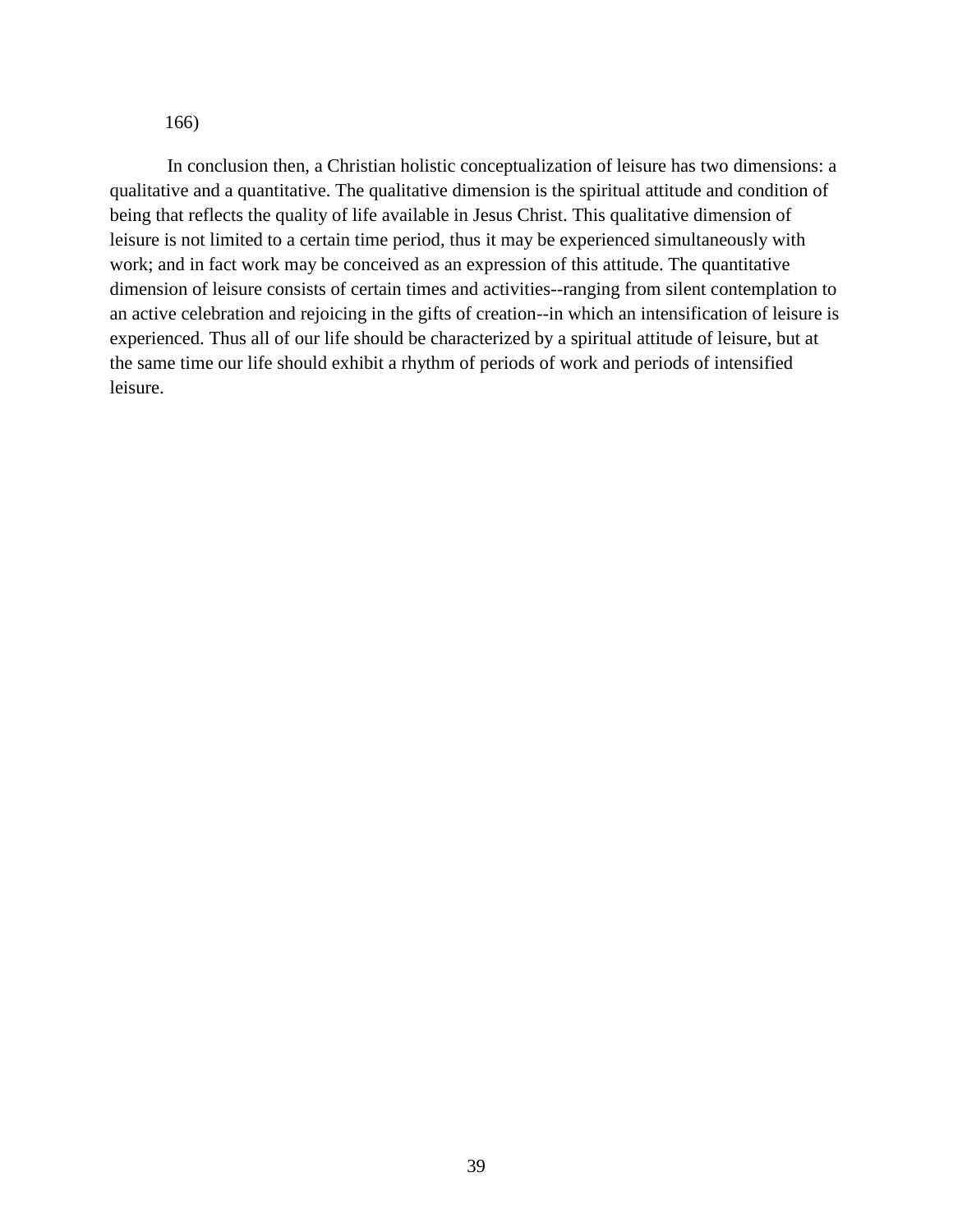166)

In conclusion then, a Christian holistic conceptualization of leisure has two dimensions: a qualitative and a quantitative. The qualitative dimension is the spiritual attitude and condition of being that reflects the quality of life available in Jesus Christ. This qualitative dimension of leisure is not limited to a certain time period, thus it may be experienced simultaneously with work; and in fact work may be conceived as an expression of this attitude. The quantitative dimension of leisure consists of certain times and activities--ranging from silent contemplation to an active celebration and rejoicing in the gifts of creation--in which an intensification of leisure is experienced. Thus all of our life should be characterized by a spiritual attitude of leisure, but at the same time our life should exhibit a rhythm of periods of work and periods of intensified leisure.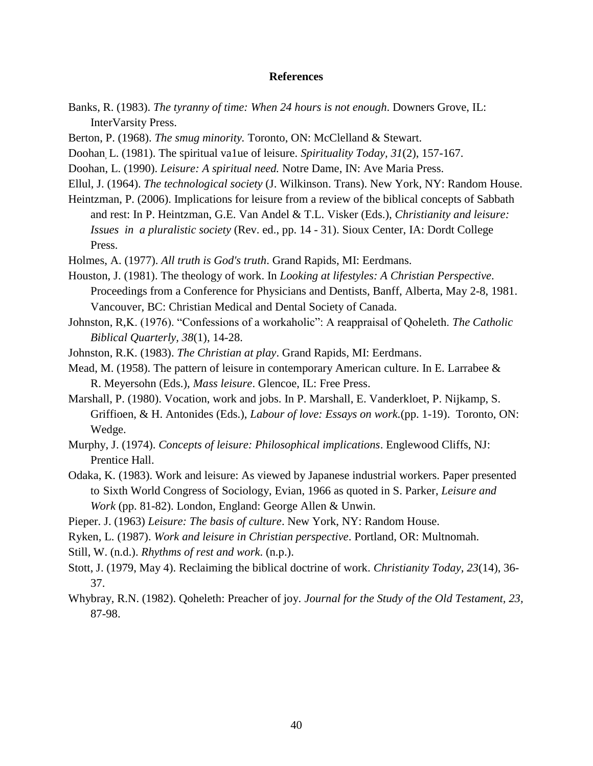## References

Banks, R. (1983). *The tyranny of time: When 24 hours is not enough*. Downers Grove, IL: InterVarsity Press.

Berton, P. (1968). *The smug minority.* Toronto, ON: McClelland & Stewart.

Doohan, L. (1981). The spiritual va1ue of leisure. *Spirituality Today, 31*(2), 157-167.

Doohan, L. (1990). *Leisure: A spiritual need.* Notre Dame, IN: Ave Maria Press.

Ellul, J. (1964). *The technological society* (J. Wilkinson. Trans). New York, NY: Random House.

Heintzman, P. (2006). Implications for leisure from a review of the biblical concepts of Sabbath and rest: In P. Heintzman, G.E. Van Andel & T.L. Visker (Eds.), *Christianity and leisure: Issues in a pluralistic society* (Rev. ed., pp. 14 - 31). Sioux Center, IA: Dordt College Press.

Holmes, A. (1977). *All truth is God's truth*. Grand Rapids, MI: Eerdmans.

Houston, J. (1981). The theology of work. In *Looking at lifestyles: A Christian Perspective*. Proceedings from a Conference for Physicians and Dentists, Banff, Alberta, May 2-8, 1981. Vancouver, BC: Christian Medical and Dental Society of Canada.

Johnston, R,K. (1976). "Confessions of a workaholic": A reappraisal of Qoheleth. *The Catholic Biblical Quarterly, 38*(1), 14-28.

Johnston, R.K. (1983). *The Christian at play*. Grand Rapids, MI: Eerdmans.

Mead, M. (1958). The pattern of leisure in contemporary American culture. In E. Larrabee & R. Meyersohn (Eds.), *Mass leisure*. Glencoe, IL: Free Press.

Marshall, P. (1980). Vocation, work and jobs. In P. Marshall, E. Vanderkloet, P. Nijkamp, S. Griffioen, & H. Antonides (Eds.), *Labour of love: Essays on work.*(pp. 1-19). Toronto, ON: Wedge.

Murphy, J. (1974). *Concepts of leisure: Philosophical implications*. Englewood Cliffs, NJ: Prentice Hall.

Odaka, K. (1983). Work and leisure: As viewed by Japanese industrial workers. Paper presented to Sixth World Congress of Sociology, Evian, 1966 as quoted in S. Parker, *Leisure and Work* (pp. 81-82). London, England: George Allen & Unwin.

Pieper. J. (1963) *Leisure: The basis of culture*. New York, NY: Random House.

Ryken, L. (1987). *Work and leisure in Christian perspective*. Portland, OR: Multnomah.

Still, W. (n.d.). *Rhythms of rest and work*. (n.p.).

Stott, J. (1979, May 4). Reclaiming the biblical doctrine of work. *Christianity Today, 23*(14), 36-37.

Whybray, R.N. (1982). Qoheleth: Preacher of joy. *Journal for the Study of the Old Testament, 23*, 87-98.